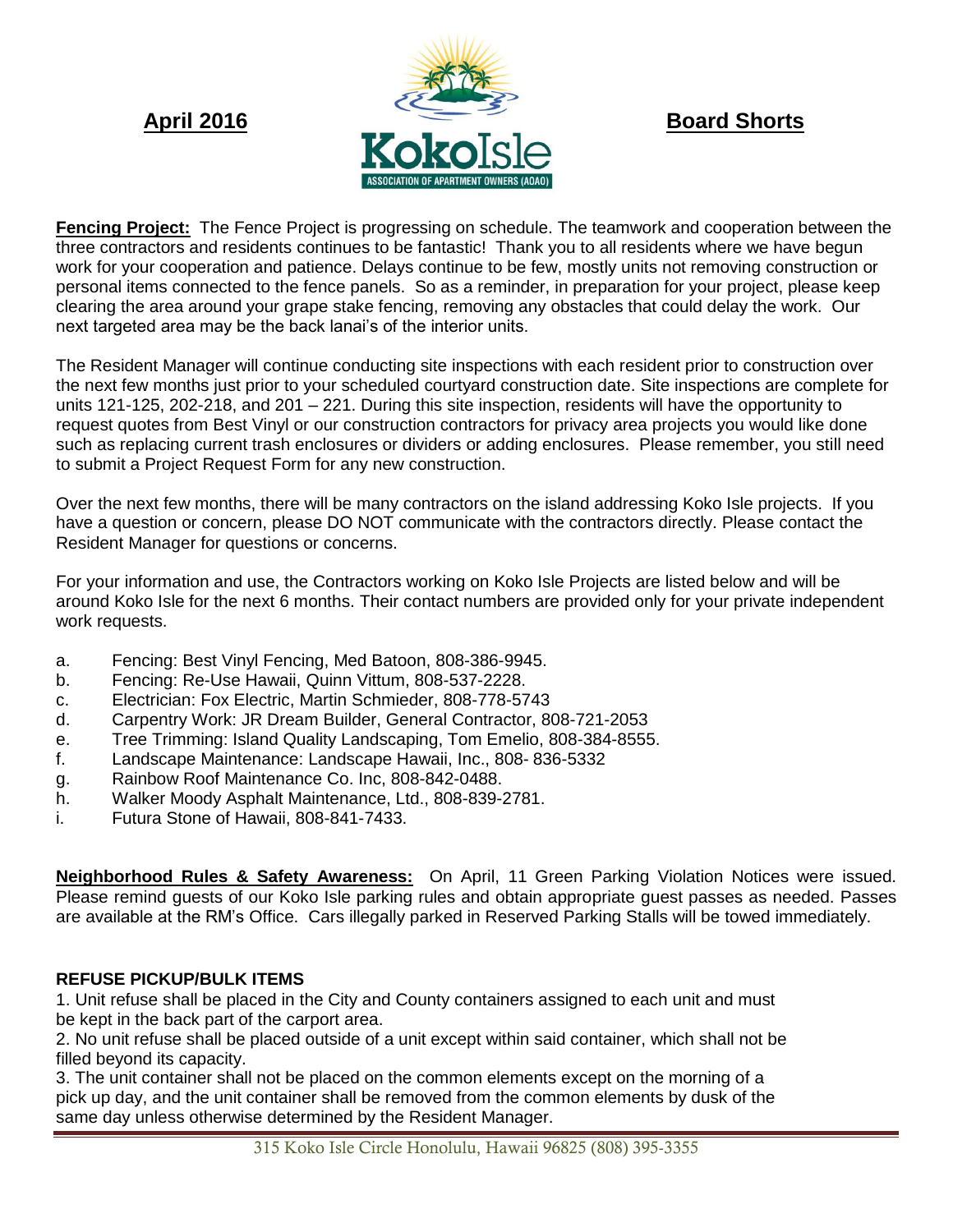**April 2016**

KokoIsle
ASSOCIATION OF APARTMENT OWNERS (AOAO)

**Board Shorts**

**Fencing Project:** The Fence Project is progressing on schedule. The teamwork and cooperation between the three contractors and residents continues to be fantastic! Thank you to all residents where we have begun work for your cooperation and patience. Delays continue to be few, mostly units not removing construction or personal items connected to the fence panels. So as a reminder, in preparation for your project, please keep clearing the area around your grape stake fencing, removing any obstacles that could delay the work. Our next targeted area may be the back lanai's of the interior units.

The Resident Manager will continue conducting site inspections with each resident prior to construction over the next few months just prior to your scheduled courtyard construction date. Site inspections are complete for units 121-125, 202-218, and 201 – 221. During this site inspection, residents will have the opportunity to request quotes from Best Vinyl or our construction contractors for privacy area projects you would like done such as replacing current trash enclosures or dividers or adding enclosures. Please remember, you still need to submit a Project Request Form for any new construction.

Over the next few months, there will be many contractors on the island addressing Koko Isle projects. If you have a question or concern, please DO NOT communicate with the contractors directly. Please contact the Resident Manager for questions or concerns.

For your information and use, the Contractors working on Koko Isle Projects are listed below and will be around Koko Isle for the next 6 months. Their contact numbers are provided only for your private independent work requests.

a. Fencing: Best Vinyl Fencing, Med Batoon, 808-386-9945.
b. Fencing: Re-Use Hawaii, Quinn Vittum, 808-537-2228.
c. Electrician: Fox Electric, Martin Schmieder, 808-778-5743
d. Carpentry Work: JR Dream Builder, General Contractor, 808-721-2053
e. Tree Trimming: Island Quality Landscaping, Tom Emelio, 808-384-8555.
f. Landscape Maintenance: Landscape Hawaii, Inc., 808- 836-5332
g. Rainbow Roof Maintenance Co. Inc, 808-842-0488.
h. Walker Moody Asphalt Maintenance, Ltd., 808-839-2781.
i. Futura Stone of Hawaii, 808-841-7433.

**Neighborhood Rules & Safety Awareness:** On April, 11 Green Parking Violation Notices were issued. Please remind guests of our Koko Isle parking rules and obtain appropriate guest passes as needed. Passes are available at the RM's Office. Cars illegally parked in Reserved Parking Stalls will be towed immediately.

**REFUSE PICKUP/BULK ITEMS**

1. Unit refuse shall be placed in the City and County containers assigned to each unit and must be kept in the back part of the carport area.
2. No unit refuse shall be placed outside of a unit except within said container, which shall not be filled beyond its capacity.
3. The unit container shall not be placed on the common elements except on the morning of a pick up day, and the unit container shall be removed from the common elements by dusk of the same day unless otherwise determined by the Resident Manager.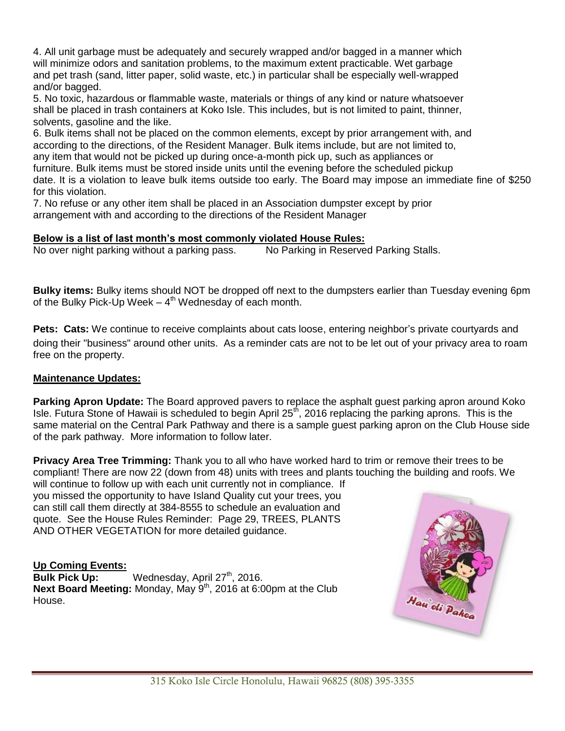4. All unit garbage must be adequately and securely wrapped and/or bagged in a manner which will minimize odors and sanitation problems, to the maximum extent practicable. Wet garbage and pet trash (sand, litter paper, solid waste, etc.) in particular shall be especially well-wrapped and/or bagged.

5. No toxic, hazardous or flammable waste, materials or things of any kind or nature whatsoever shall be placed in trash containers at Koko Isle. This includes, but is not limited to paint, thinner, solvents, gasoline and the like.

6. Bulk items shall not be placed on the common elements, except by prior arrangement with, and according to the directions, of the Resident Manager. Bulk items include, but are not limited to, any item that would not be picked up during once-a-month pick up, such as appliances or furniture. Bulk items must be stored inside units until the evening before the scheduled pickup date. It is a violation to leave bulk items outside too early. The Board may impose an immediate fine of $250 for this violation.

7. No refuse or any other item shall be placed in an Association dumpster except by prior arrangement with and according to the directions of the Resident Manager

**Below is a list of last month's most commonly violated House Rules:**

No over night parking without a parking pass. No Parking in Reserved Parking Stalls.

**Bulky items:** Bulky items should NOT be dropped off next to the dumpsters earlier than Tuesday evening 6pm of the Bulky Pick-Up Week – 4th Wednesday of each month.

**Pets: Cats:** We continue to receive complaints about cats loose, entering neighbor's private courtyards and doing their "business" around other units. As a reminder cats are not to be let out of your privacy area to roam free on the property.

**Maintenance Updates:**

**Parking Apron Update:** The Board approved pavers to replace the asphalt guest parking apron around Koko Isle. Futura Stone of Hawaii is scheduled to begin April 25th, 2016 replacing the parking aprons. This is the same material on the Central Park Pathway and there is a sample guest parking apron on the Club House side of the park pathway. More information to follow later.

**Privacy Area Tree Trimming:** Thank you to all who have worked hard to trim or remove their trees to be compliant! There are now 22 (down from 48) units with trees and plants touching the building and roofs. We will continue to follow up with each unit currently not in compliance. If you missed the opportunity to have Island Quality cut your trees, you can still call them directly at 384-8555 to schedule an evaluation and quote. See the House Rules Reminder: Page 29, TREES, PLANTS AND OTHER VEGETATION for more detailed guidance.

**Up Coming Events:**

**Bulk Pick Up:** Wednesday, April 27th, 2016.

**Next Board Meeting:** Monday, May 9th, 2016 at 6:00pm at the Club House.

Hau`oli Pakoa

315 Koko Isle Circle Honolulu, Hawaii 96825 (808) 395-3355